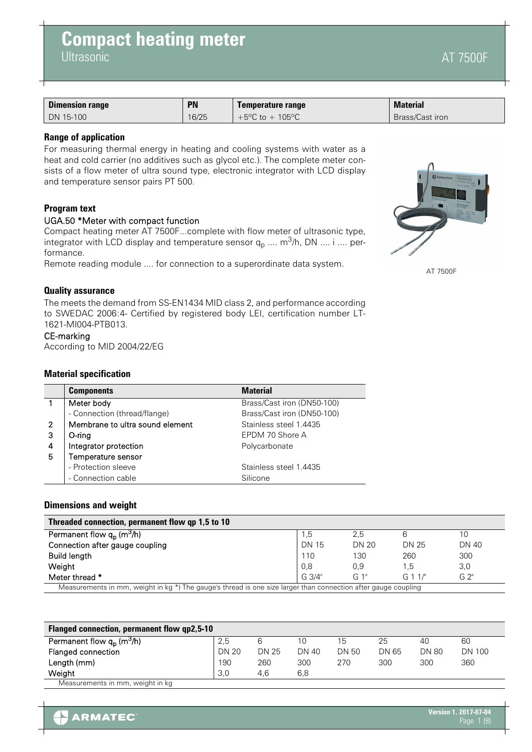# Compact heating meter

Ultrasonic

AT 7500F

| Dimension range | PN | Temperature range | Material |
|---|---|---|---|
| DN 15-100 | 16/25 | +5°C to + 105°C | Brass/Cast iron |

### Range of application

For measuring thermal energy in heating and cooling systems with water as a heat and cold carrier (no additives such as glycol etc.). The complete meter consists of a flow meter of ultra sound type, electronic integrator with LCD display and temperature sensor pairs PT 500.

AT 7500F

### Program text

UGA.50 *Meter with compact function

Compact heating meter AT 7500F...complete with flow meter of ultrasonic type, integrator with LCD display and temperature sensor $q_p$ .... $m^3/h$, DN .... i .... performance.

Remote reading module .... for connection to a superordinate data system.

### Quality assurance

The meets the demand from SS-EN1434 MID class 2, and performance according to SWEDAC 2006:4- Certified by registered body LEI, certification number LT-1621-MI004-PTB013.

CE-marking

According to MID 2004/22/EG

### Material specification

| | Components | Material |
|---|---|---|
| 1 | Meter body | Brass/Cast iron (DN50-100) |
| | - Connection (thread/flange) | Brass/Cast iron (DN50-100) |
| 2 | Membrane to ultra sound element | Stainless steel 1.4435 |
| 3 | O-ring | EPDM 70 Shore A |
| 4 | Integrator protection | Polycarbonate |
| 5 | Temperature sensor | |
| | - Protection sleeve | Stainless steel 1.4435 |
| | - Connection cable | Silicone |

### Dimensions and weight

| Threaded connection, permanent flow qp 1,5 to 10 | | | | |
|---|---|---|---|---|
| Permanent flow $q_p$ ($m^3/h$) | 1,5 | 2,5 | 6 | 10 |
| Connection after gauge coupling | DN 15 | DN 20 | DN 25 | DN 40 |
| Build length | 110 | 130 | 260 | 300 |
| Weight | 0,8 | 0,9 | 1,5 | 3,0 |
| Meter thread * | G 3/4" | G 1" | G 1 1/" | G 2" |

Measurements in mm, weight in kg *) The gauge's thread is one size larger than connection after gauge coupling

| Flanged connection, permanent flow qp2,5-10 | | | | | | | |
|---|---|---|---|---|---|---|---|
| Permanent flow $q_p$ ($m^3/h$) | 2,5 | 6 | 10 | 15 | 25 | 40 | 60 |
| Flanged connection | DN 20 | DN 25 | DN 40 | DN 50 | DN 65 | DN 80 | DN 100 |
| Length (mm) | 190 | 260 | 300 | 270 | 300 | 300 | 360 |
| Weight | 3,0 | 4,6 | 6,8 | | | | |

Measurements in mm, weight in kg

Version 1, 2017-07-04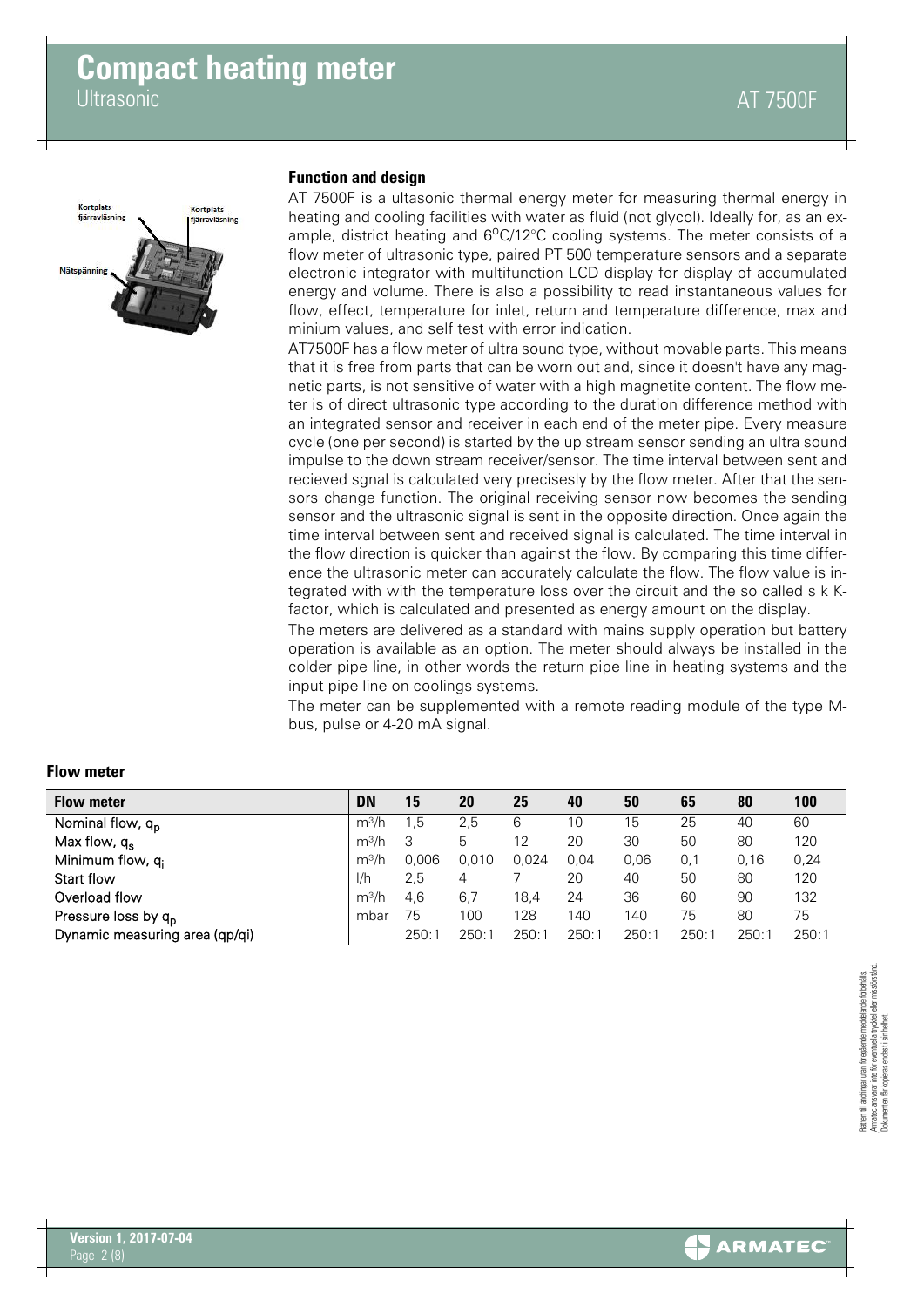# Compact heating meter

Ultrasonic

AT 7500F

## Function and design

AT 7500F is a ultasonic thermal energy meter for measuring thermal energy in heating and cooling facilities with water as fluid (not glycol). Ideally for, as an example, district heating and 6°C/12°C cooling systems. The meter consists of a flow meter of ultrasonic type, paired PT 500 temperature sensors and a separate electronic integrator with multifunction LCD display for display of accumulated energy and volume. There is also a possibility to read instantaneous values for flow, effect, temperature for inlet, return and temperature difference, max and minium values, and self test with error indication.

AT7500F has a flow meter of ultra sound type, without movable parts. This means that it is free from parts that can be worn out and, since it doesn't have any magnetic parts, is not sensitive of water with a high magnetite content. The flow meter is of direct ultrasonic type according to the duration difference method with an integrated sensor and receiver in each end of the meter pipe. Every measure cycle (one per second) is started by the up stream sensor sending an ultra sound impulse to the down stream receiver/sensor. The time interval between sent and recieved sgnal is calculated very precisesly by the flow meter. After that the sensors change function. The original receiving sensor now becomes the sending sensor and the ultrasonic signal is sent in the opposite direction. Once again the time interval between sent and received signal is calculated. The time interval in the flow direction is quicker than against the flow. By comparing this time difference the ultrasonic meter can accurately calculate the flow. The flow value is integrated with with the temperature loss over the circuit and the so called s k K-factor, which is calculated and presented as energy amount on the display.

The meters are delivered as a standard with mains supply operation but battery operation is available as an option. The meter should always be installed in the colder pipe line, in other words the return pipe line in heating systems and the input pipe line on coolings systems.

The meter can be supplemented with a remote reading module of the type M-bus, pulse or 4-20 mA signal.

## Flow meter

| Flow meter | DN | 15 | 20 | 25 | 40 | 50 | 65 | 80 | 100 |
|---|---|---|---|---|---|---|---|---|---|
| Nominal flow, $q_p$ | m³/h | 1,5 | 2,5 | 6 | 10 | 15 | 25 | 40 | 60 |
| Max flow, $q_s$ | m³/h | 3 | 5 | 12 | 20 | 30 | 50 | 80 | 120 |
| Minimum flow, $q_i$ | m³/h | 0,006 | 0,010 | 0,024 | 0,04 | 0,06 | 0,1 | 0,16 | 0,24 |
| Start flow | l/h | 2,5 | 4 | 7 | 20 | 40 | 50 | 80 | 120 |
| Overload flow | m³/h | 4,6 | 6,7 | 18,4 | 24 | 36 | 60 | 90 | 132 |
| Pressure loss by $q_p$ | mbar | 75 | 100 | 128 | 140 | 140 | 75 | 80 | 75 |
| Dynamic measuring area (qp/qi) | | 250:1 | 250:1 | 250:1 | 250:1 | 250:1 | 250:1 | 250:1 | 250:1 |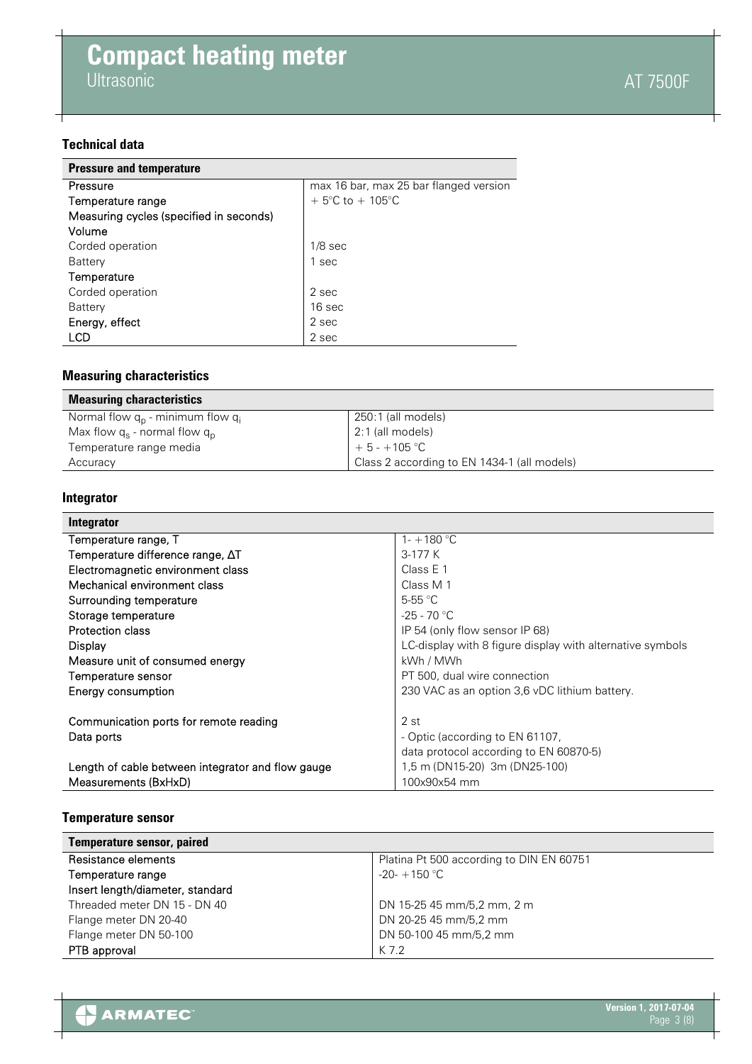# Compact heating meter

Ultrasonic

AT 7500F

### Technical data

| Pressure and temperature | |
|---|---|
| Pressure | max 16 bar, max 25 bar flanged version |
| Temperature range | + 5°C to + 105°C |
| Measuring cycles (specified in seconds) | |
| Volume | |
| Corded operation | 1/8 sec |
| Battery | 1 sec |
| Temperature | |
| Corded operation | 2 sec |
| Battery | 16 sec |
| Energy, effect | 2 sec |
| LCD | 2 sec |

### Measuring characteristics

| Measuring characteristics | |
|---|---|
| Normal flow $q_p$ - minimum flow $q_i$ | 250:1 (all models) |
| Max flow $q_s$ - normal flow $q_p$ | 2:1 (all models) |
| Temperature range media | + 5 - +105 °C |
| Accuracy | Class 2 according to EN 1434-1 (all models) |

### Integrator

| Integrator | |
|---|---|
| Temperature range, T | 1- +180 °C |
| Temperature difference range, ΔT | 3-177 K |
| Electromagnetic environment class | Class E 1 |
| Mechanical environment class | Class M 1 |
| Surrounding temperature | 5-55 °C |
| Storage temperature | -25 - 70 °C |
| Protection class | IP 54 (only flow sensor IP 68) |
| Display | LC-display with 8 figure display with alternative symbols |
| Measure unit of consumed energy | kWh / MWh |
| Temperature sensor | PT 500, dual wire connection |
| Energy consumption | 230 VAC as an option 3,6 vDC lithium battery. |
| Communication ports for remote reading | 2 st |
| Data ports | - Optic (according to EN 61107, data protocol according to EN 60870-5) |
| Length of cable between integrator and flow gauge | 1,5 m (DN15-20) 3m (DN25-100) |
| Measurements (BxHxD) | 100x90x54 mm |

### Temperature sensor

| Temperature sensor, paired | |
|---|---|
| Resistance elements | Platina Pt 500 according to DIN EN 60751 |
| Temperature range | -20- +150 °C |
| Insert length/diameter, standard | |
| Threaded meter DN 15 - DN 40 | DN 15-25 45 mm/5,2 mm, 2 m |
| Flange meter DN 20-40 | DN 20-25 45 mm/5,2 mm |
| Flange meter DN 50-100 | DN 50-100 45 mm/5,2 mm |
| PTB approval | K 7.2 |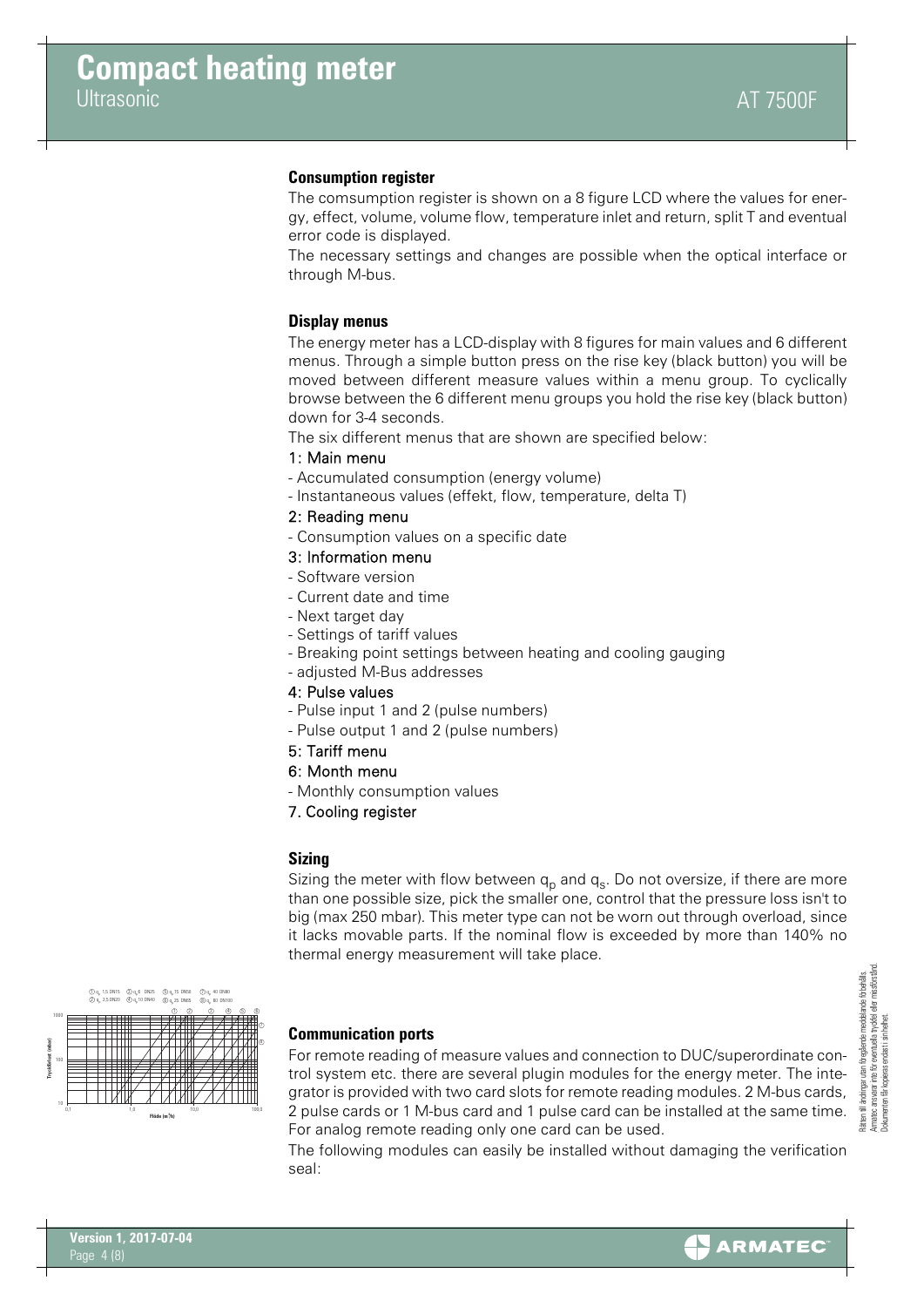### Consumption register

The comsumption register is shown on a 8 figure LCD where the values for energy, effect, volume, volume flow, temperature inlet and return, split T and eventual error code is displayed.

The necessary settings and changes are possible when the optical interface or through M-bus.

### Display menus

The energy meter has a LCD-display with 8 figures for main values and 6 different menus. Through a simple button press on the rise key (black button) you will be moved between different measure values within a menu group. To cyclically browse between the 6 different menu groups you hold the rise key (black button) down for 3-4 seconds.

The six different menus that are shown are specified below:

1: Main menu

- Accumulated consumption (energy volume)
- Instantaneous values (effekt, flow, temperature, delta T)

2: Reading menu

- Consumption values on a specific date

3: Information menu

- Software version
- Current date and time
- Next target day
- Settings of tariff values
- Breaking point settings between heating and cooling gauging
- adjusted M-Bus addresses

4: Pulse values

- Pulse input 1 and 2 (pulse numbers)
- Pulse output 1 and 2 (pulse numbers)

5: Tariff menu

6: Month menu

- Monthly consumption values

7. Cooling register

### Sizing

Sizing the meter with flow between $q_p$ and $q_s$. Do not oversize, if there are more than one possible size, pick the smaller one, control that the pressure loss isn't to big (max 250 mbar). This meter type can not be worn out through overload, since it lacks movable parts. If the nominal flow is exceeded by more than 140% no thermal energy measurement will take place.

### Communication ports

For remote reading of measure values and connection to DUC/superordinate control system etc. there are several plugin modules for the energy meter. The integrator is provided with two card slots for remote reading modules. 2 M-bus cards, 2 pulse cards or 1 M-bus card and 1 pulse card can be installed at the same time. For analog remote reading only one card can be used.

The following modules can easily be installed without damaging the verification seal: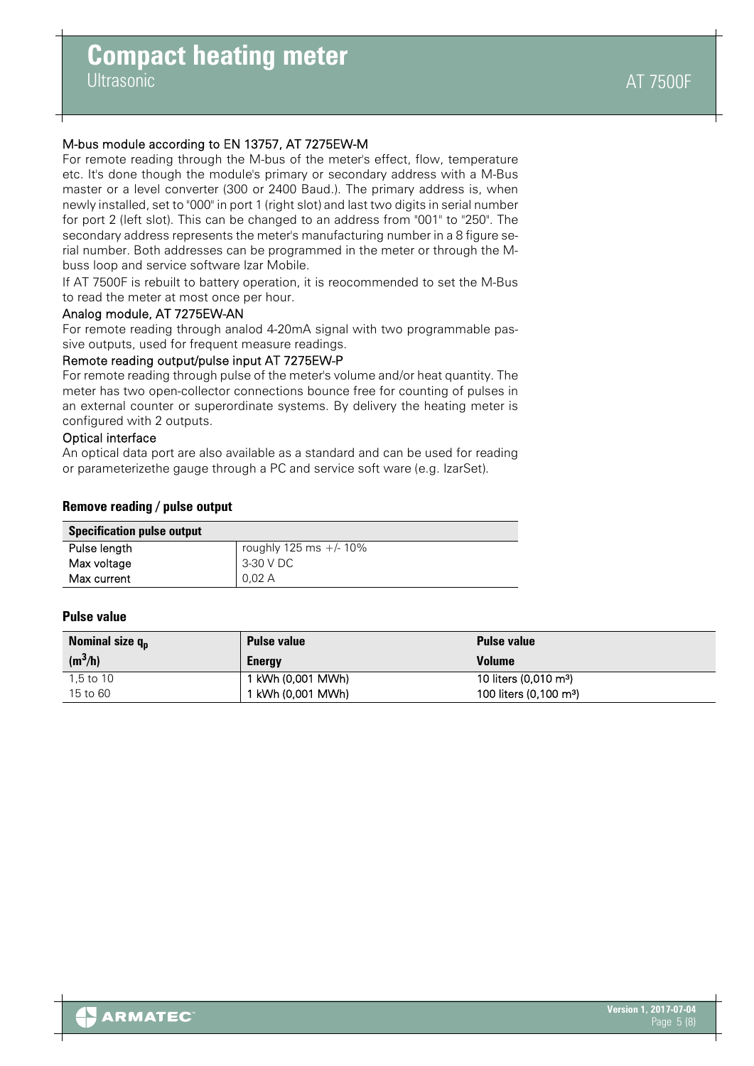### M-bus module according to EN 13757, AT 7275EW-M

For remote reading through the M-bus of the meter's effect, flow, temperature etc. It's done though the module's primary or secondary address with a M-Bus master or a level converter (300 or 2400 Baud.). The primary address is, when newly installed, set to "000" in port 1 (right slot) and last two digits in serial number for port 2 (left slot). This can be changed to an address from "001" to "250". The secondary address represents the meter's manufacturing number in a 8 figure serial number. Both addresses can be programmed in the meter or through the M-buss loop and service software Izar Mobile.

If AT 7500F is rebuilt to battery operation, it is reocommended to set the M-Bus to read the meter at most once per hour.

### Analog module, AT 7275EW-AN

For remote reading through analod 4-20mA signal with two programmable passive outputs, used for frequent measure readings.

### Remote reading output/pulse input AT 7275EW-P

For remote reading through pulse of the meter's volume and/or heat quantity. The meter has two open-collector connections bounce free for counting of pulses in an external counter or superordinate systems. By delivery the heating meter is configured with 2 outputs.

### Optical interface

An optical data port are also available as a standard and can be used for reading or parameterizethe gauge through a PC and service soft ware (e.g. IzarSet).

## Remove reading / pulse output

| Specification pulse output | |
|---|---|
| Pulse length | roughly 125 ms +/- 10% |
| Max voltage | 3-30 V DC |
| Max current | 0,02 A |

## Pulse value

| Nominal size $q_p$ ($m^3/h$) | Pulse value Energy | Pulse value Volume |
|---|---|---|
| 1,5 to 10 | 1 kWh (0,001 MWh) | 10 liters (0,010 $m^3$) |
| 15 to 60 | 1 kWh (0,001 MWh) | 100 liters (0,100 $m^3$) |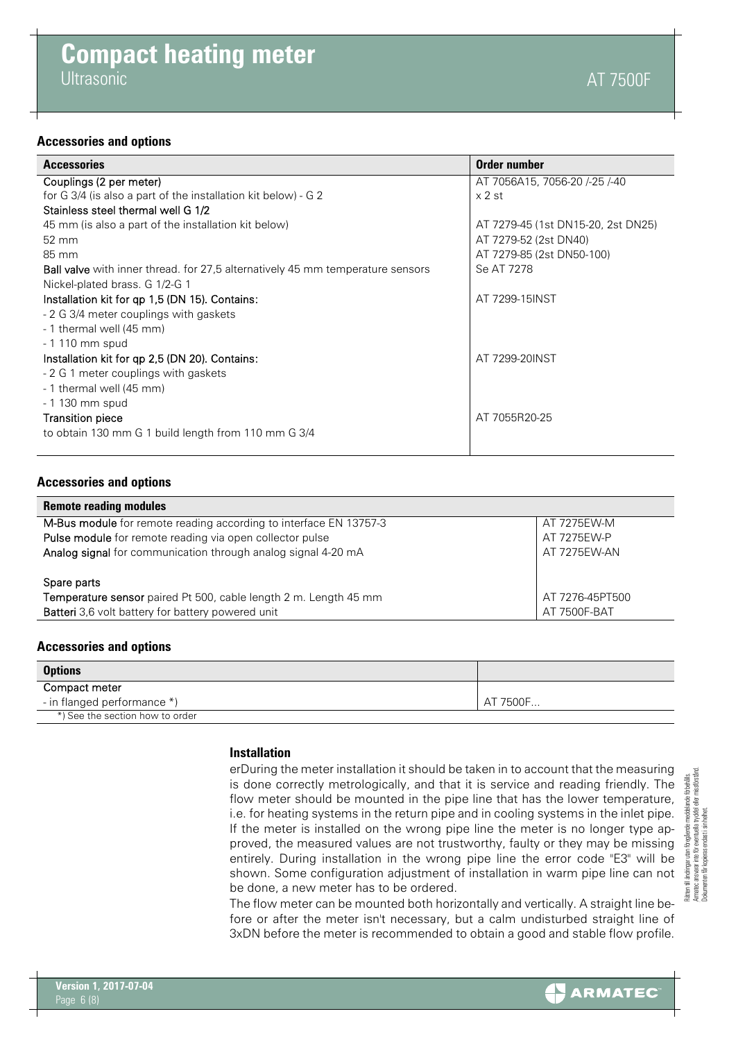## Accessories and options

| Accessories | Order number |
| --- | --- |
| Couplings (2 per meter) | AT 7056A15, 7056-20 /-25 /-40 |
| for G 3/4 (is also a part of the installation kit below) - G 2 | x 2 st |
| Stainless steel thermal well G 1/2 | |
| 45 mm (is also a part of the installation kit below) | AT 7279-45 (1st DN15-20, 2st DN25) |
| 52 mm | AT 7279-52 (2st DN40) |
| 85 mm | AT 7279-85 (2st DN50-100) |
| **Ball valve** with inner thread. for 27,5 alternatively 45 mm temperature sensors | Se AT 7278 |
| Nickel-plated brass. G 1/2-G 1 | |
| Installation kit for qp 1,5 (DN 15). Contains: | AT 7299-15INST |
| - 2 G 3/4 meter couplings with gaskets | |
| - 1 thermal well (45 mm) | |
| - 1 110 mm spud | |
| Installation kit for qp 2,5 (DN 20). Contains: | AT 7299-20INST |
| - 2 G 1 meter couplings with gaskets | |
| - 1 thermal well (45 mm) | |
| - 1 130 mm spud | |
| Transition piece | AT 7055R20-25 |
| to obtain 130 mm G 1 build length from 110 mm G 3/4 | |

## Accessories and options

| Remote reading modules | |
| --- | --- |
| **M-Bus module** for remote reading according to interface EN 13757-3 | AT 7275EW-M |
| **Pulse module** for remote reading via open collector pulse | AT 7275EW-P |
| **Analog signal** for communication through analog signal 4-20 mA | AT 7275EW-AN |
| Spare parts | |
| **Temperature sensor** paired Pt 500, cable length 2 m. Length 45 mm | AT 7276-45PT500 |
| **Batteri** 3,6 volt battery for battery powered unit | AT 7500F-BAT |

## Accessories and options

| Options | |
| --- | --- |
| Compact meter | |
| - in flanged performance *) | AT 7500F... |

*) See the section how to order

### Installation

erDuring the meter installation it should be taken in to account that the measuring is done correctly metrologically, and that it is service and reading friendly. The flow meter should be mounted in the pipe line that has the lower temperature, i.e. for heating systems in the return pipe and in cooling systems in the inlet pipe. If the meter is installed on the wrong pipe line the meter is no longer type approved, the measured values are not trustworthy, faulty or they may be missing entirely. During installation in the wrong pipe line the error code "E3" will be shown. Some configuration adjustment of installation in warm pipe line can not be done, a new meter has to be ordered.

The flow meter can be mounted both horizontally and vertically. A straight line before or after the meter isn't necessary, but a calm undisturbed straight line of 3xDN before the meter is recommended to obtain a good and stable flow profile.

Rätten till ändringar utan föregående meddelande förbehålls. Armatec ansvarar inte för eventuella tryckfel eller missförstånd. Dokumentet får kopieras endast i sin helhet.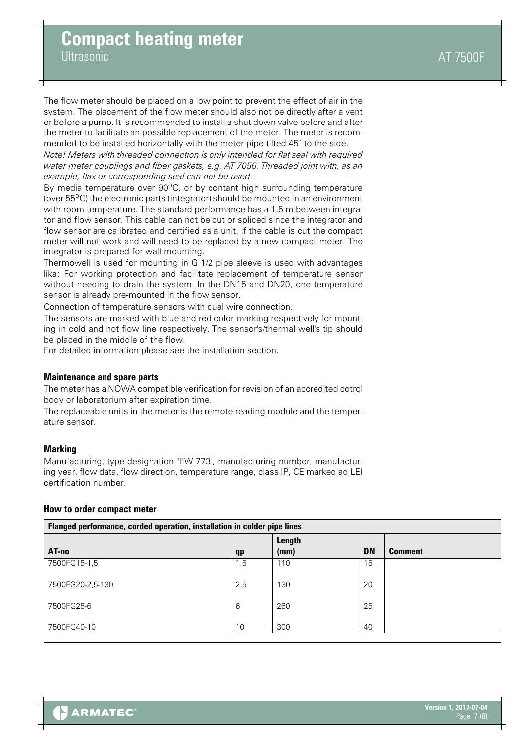The flow meter should be placed on a low point to prevent the effect of air in the system. The placement of the flow meter should also not be directly after a vent or before a pump. It is recommended to install a shut down valve before and after the meter to facilitate an possible replacement of the meter. The meter is recommended to be installed horizontally with the meter pipe tilted 45° to the side.

*Note! Meters with threaded connection is only intended for flat seal with required water meter couplings and fiber gaskets, e.g. AT 7056. Threaded joint with, as an example, flax or corresponding seal can not be used.*

By media temperature over 90°C, or by contant high surrounding temperature (over 55°C) the electronic parts (integrator) should be mounted in an environment with room temperature. The standard performance has a 1,5 m between integrator and flow sensor. This cable can not be cut or spliced since the integrator and flow sensor are calibrated and certified as a unit. If the cable is cut the compact meter will not work and will need to be replaced by a new compact meter. The integrator is prepared for wall mounting.

Thermowell is used for mounting in G 1/2 pipe sleeve is used with advantages lika: For working protection and facilitate replacement of temperature sensor without needing to drain the system. In the DN15 and DN20, one temperature sensor is already pre-mounted in the flow sensor.

Connection of temperature sensors with dual wire connection.

The sensors are marked with blue and red color marking respectively for mounting in cold and hot flow line respectively. The sensor's/thermal well's tip should be placed in the middle of the flow.

For detailed information please see the installation section.

### Maintenance and spare parts

The meter has a NOWA compatible verification for revision of an accredited cotrol body or laboratorium after expiration time.

The replaceable units in the meter is the remote reading module and the temperature sensor.

### Marking

Manufacturing, type designation "EW 773", manufacturing number, manufacturing year, flow data, flow direction, temperature range, class IP, CE marked ad LEI certification number.

### How to order compact meter

**Flanged performance, corded operation, installation in colder pipe lines**

| AT-no | qp | Length (mm) | DN | Comment |
|---|---|---|---|---|
| 7500FG15-1,5 | 1,5 | 110 | 15 | |
| 7500FG20-2,5-130 | 2,5 | 130 | 20 | |
| 7500FG25-6 | 6 | 260 | 25 | |
| 7500FG40-10 | 10 | 300 | 40 | |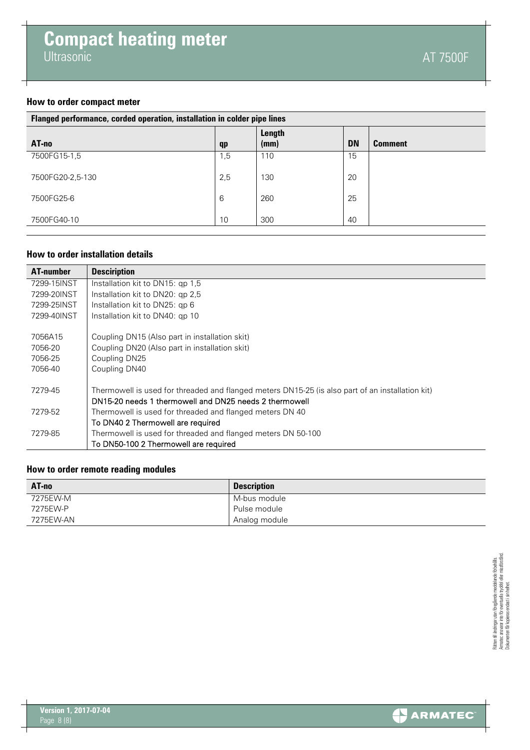## How to order compact meter

| Flanged performance, corded operation, installation in colder pipe lines | | | | |
|---|---|---|---|---|
| **AT-no** | **qp** | **Length (mm)** | **DN** | **Comment** |
| 7500FG15-1,5 | 1,5 | 110 | 15 | |
| 7500FG20-2,5-130 | 2,5 | 130 | 20 | |
| 7500FG25-6 | 6 | 260 | 25 | |
| 7500FG40-10 | 10 | 300 | 40 | |

## How to order installation details

| AT-number | Desciription |
|---|---|
| 7299-15INST | Installation kit to DN15: qp 1,5 |
| 7299-20INST | Installation kit to DN20: qp 2,5 |
| 7299-25INST | Installation kit to DN25: qp 6 |
| 7299-40INST | Installation kit to DN40: qp 10 |
| | |
| 7056A15 | Coupling DN15 (Also part in installation skit) |
| 7056-20 | Coupling DN20 (Also part in installation skit) |
| 7056-25 | Coupling DN25 |
| 7056-40 | Coupling DN40 |
| | |
| 7279-45 | Thermowell is used for threaded and flanged meters DN15-25 (is also part of an installation kit) DN15-20 needs 1 thermowell and DN25 needs 2 thermowell |
| 7279-52 | Thermowell is used for threaded and flanged meters DN 40 To DN40 2 Thermowell are required |
| 7279-85 | Thermowell is used for threaded and flanged meters DN 50-100 To DN50-100 2 Thermowell are required |

## How to order remote reading modules

| AT-no | Description |
|---|---|
| 7275EW-M | M-bus module |
| 7275EW-P | Pulse module |
| 7275EW-AN | Analog module |

Rätten till ändringar utan föregående meddelande förbehålls. Armatec ansvarar inte för eventuella tryckfel eller missförstånd. Dokumentet får kopieras endast i sin helhet.